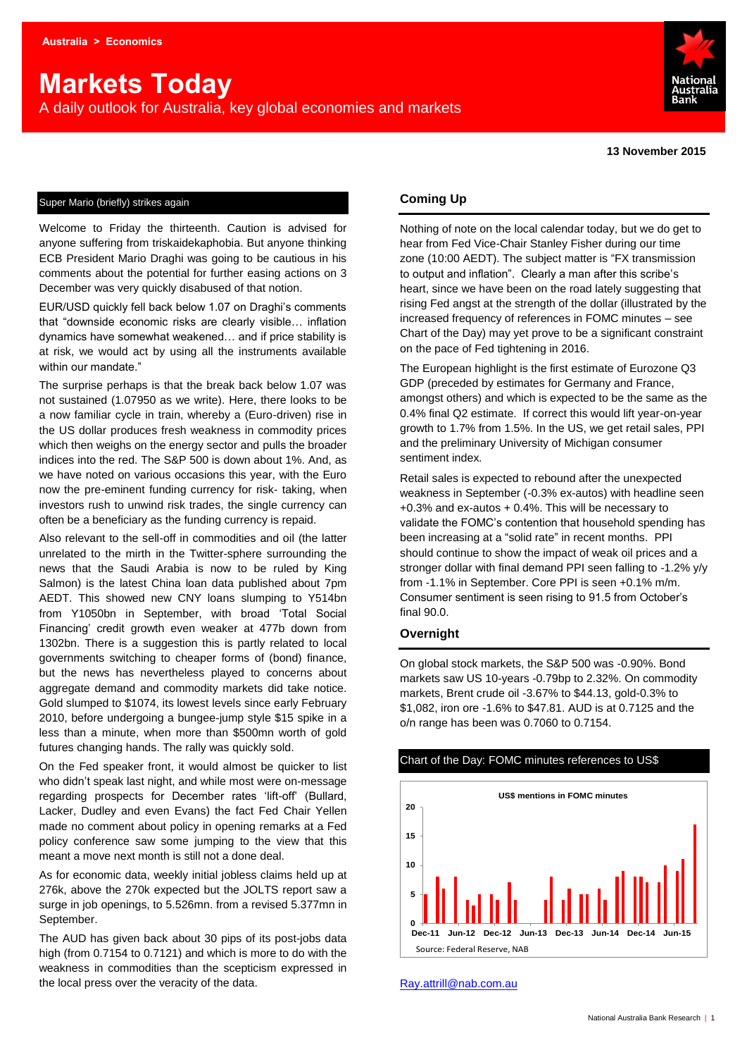Australia > Economics

# Markets Today

A daily outlook for Australia, key global economies and markets

13 November 2015

## Super Mario (briefly) strikes again

Welcome to Friday the thirteenth. Caution is advised for anyone suffering from triskaidekaphobia. But anyone thinking ECB President Mario Draghi was going to be cautious in his comments about the potential for further easing actions on 3 December was very quickly disabused of that notion.

EUR/USD quickly fell back below 1.07 on Draghi's comments that "downside economic risks are clearly visible… inflation dynamics have somewhat weakened… and if price stability is at risk, we would act by using all the instruments available within our mandate."

The surprise perhaps is that the break back below 1.07 was not sustained (1.07950 as we write). Here, there looks to be a now familiar cycle in train, whereby a (Euro-driven) rise in the US dollar produces fresh weakness in commodity prices which then weighs on the energy sector and pulls the broader indices into the red. The S&P 500 is down about 1%. And, as we have noted on various occasions this year, with the Euro now the pre-eminent funding currency for risk- taking, when investors rush to unwind risk trades, the single currency can often be a beneficiary as the funding currency is repaid.

Also relevant to the sell-off in commodities and oil (the latter unrelated to the mirth in the Twitter-sphere surrounding the news that the Saudi Arabia is now to be ruled by King Salmon) is the latest China loan data published about 7pm AEDT. This showed new CNY loans slumping to Y514bn from Y1050bn in September, with broad 'Total Social Financing' credit growth even weaker at 477b down from 1302bn. There is a suggestion this is partly related to local governments switching to cheaper forms of (bond) finance, but the news has nevertheless played to concerns about aggregate demand and commodity markets did take notice. Gold slumped to $1074, its lowest levels since early February 2010, before undergoing a bungee-jump style $15 spike in a less than a minute, when more than $500mn worth of gold futures changing hands. The rally was quickly sold.

On the Fed speaker front, it would almost be quicker to list who didn't speak last night, and while most were on-message regarding prospects for December rates 'lift-off' (Bullard, Lacker, Dudley and even Evans) the fact Fed Chair Yellen made no comment about policy in opening remarks at a Fed policy conference saw some jumping to the view that this meant a move next month is still not a done deal.

As for economic data, weekly initial jobless claims held up at 276k, above the 270k expected but the JOLTS report saw a surge in job openings, to 5.526mn. from a revised 5.377mn in September.

The AUD has given back about 30 pips of its post-jobs data high (from 0.7154 to 0.7121) and which is more to do with the weakness in commodities than the scepticism expressed in the local press over the veracity of the data.

## Coming Up

Nothing of note on the local calendar today, but we do get to hear from Fed Vice-Chair Stanley Fisher during our time zone (10:00 AEDT). The subject matter is "FX transmission to output and inflation". Clearly a man after this scribe's heart, since we have been on the road lately suggesting that rising Fed angst at the strength of the dollar (illustrated by the increased frequency of references in FOMC minutes – see Chart of the Day) may yet prove to be a significant constraint on the pace of Fed tightening in 2016.

The European highlight is the first estimate of Eurozone Q3 GDP (preceded by estimates for Germany and France, amongst others) and which is expected to be the same as the 0.4% final Q2 estimate. If correct this would lift year-on-year growth to 1.7% from 1.5%. In the US, we get retail sales, PPI and the preliminary University of Michigan consumer sentiment index.

Retail sales is expected to rebound after the unexpected weakness in September (-0.3% ex-autos) with headline seen +0.3% and ex-autos + 0.4%. This will be necessary to validate the FOMC's contention that household spending has been increasing at a "solid rate" in recent months. PPI should continue to show the impact of weak oil prices and a stronger dollar with final demand PPI seen falling to -1.2% y/y from -1.1% in September. Core PPI is seen +0.1% m/m. Consumer sentiment is seen rising to 91.5 from October's final 90.0.

## Overnight

On global stock markets, the S&P 500 was -0.90%. Bond markets saw US 10-years -0.79bp to 2.32%. On commodity markets, Brent crude oil -3.67% to $44.13, gold-0.3% to $1,082, iron ore -1.6% to $47.81. AUD is at 0.7125 and the o/n range has been was 0.7060 to 0.7154.

Chart of the Day: FOMC minutes references to US$

US$ mentions in FOMC minutes

20
15
10
5
0

Dec-11 Jun-12 Dec-12 Jun-13 Dec-13 Jun-14 Dec-14 Jun-15

Source: Federal Reserve, NAB

Ray.attrill@nab.com.au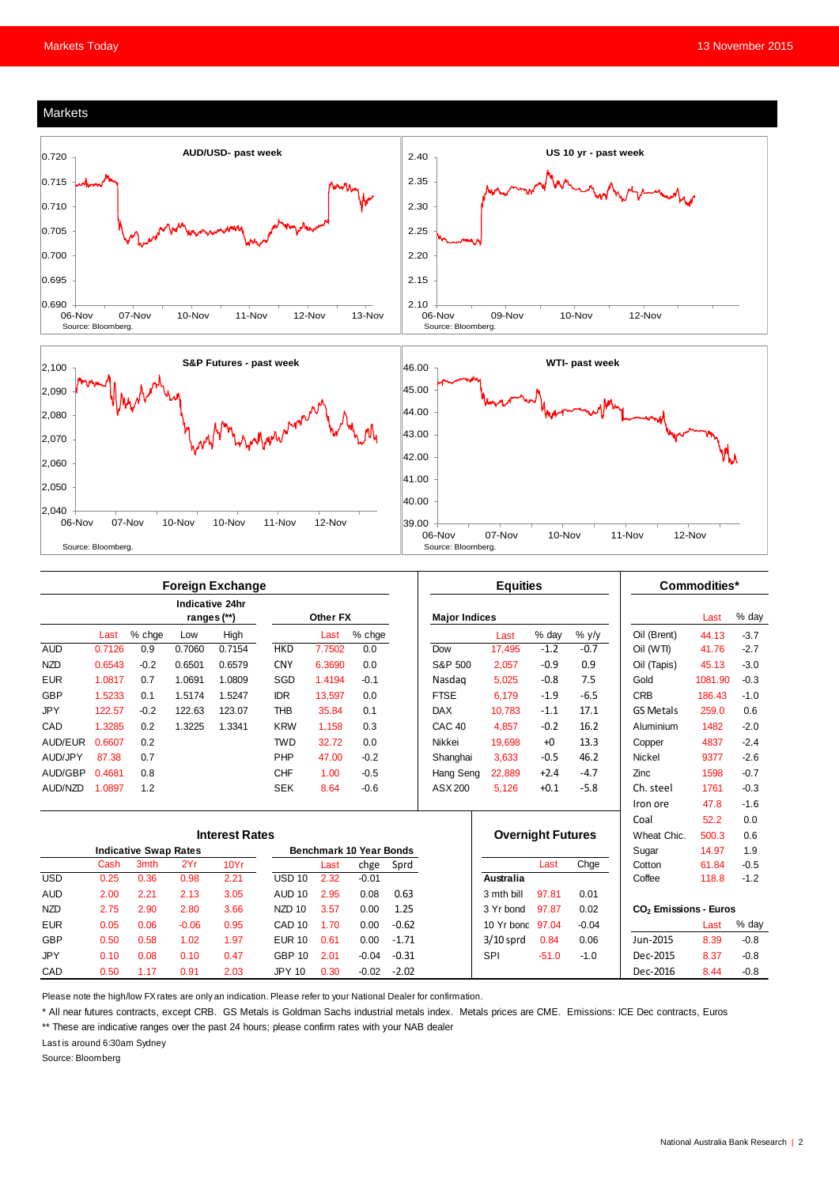## Markets

AUD/USD- past week

0.720
0.715
0.710
0.705
0.700
0.695
0.690

06-Nov 07-Nov 10-Nov 11-Nov 12-Nov 13-Nov

Source: Bloomberg.

US 10 yr - past week

2.40
2.35
2.30
2.25
2.20
2.15
2.10

06-Nov 09-Nov 10-Nov 12-Nov

Source: Bloomberg.

S&P Futures - past week

2,100
2,090
2,080
2,070
2,060
2,050
2,040

06-Nov 07-Nov 10-Nov 10-Nov 11-Nov 12-Nov

Source: Bloomberg.

WTI- past week

46.00
45.00
44.00
43.00
42.00
41.00
40.00
39.00

06-Nov 07-Nov 10-Nov 11-Nov 12-Nov

Source: Bloomberg.

### Foreign Exchange

| | Last | % chge | Indicative 24hr ranges (**) Low | High | Other FX | Last | % chge |
|---|---|---|---|---|---|---|---|
| AUD | 0.7126 | 0.9 | 0.7060 | 0.7154 | HKD | 7.7502 | 0.0 |
| NZD | 0.6543 | -0.2 | 0.6501 | 0.6579 | CNY | 6.3690 | 0.0 |
| EUR | 1.0817 | 0.7 | 1.0691 | 1.0809 | SGD | 1.4194 | -0.1 |
| GBP | 1.5233 | 0.1 | 1.5174 | 1.5247 | IDR | 13,597 | 0.0 |
| JPY | 122.57 | -0.2 | 122.63 | 123.07 | THB | 35.84 | 0.1 |
| CAD | 1.3285 | 0.2 | 1.3225 | 1.3341 | KRW | 1,158 | 0.3 |
| AUD/EUR | 0.6607 | 0.2 | | | TWD | 32.72 | 0.0 |
| AUD/JPY | 87.38 | 0.7 | | | PHP | 47.00 | -0.2 |
| AUD/GBP | 0.4681 | 0.8 | | | CHF | 1.00 | -0.5 |
| AUD/NZD | 1.0897 | 1.2 | | | SEK | 8.64 | -0.6 |

### Equities

| Major Indices | Last | % day | % y/y |
|---|---|---|---|
| Dow | 17,495 | -1.2 | -0.7 |
| S&P 500 | 2,057 | -0.9 | 0.9 |
| Nasdaq | 5,025 | -0.8 | 7.5 |
| FTSE | 6,179 | -1.9 | -6.5 |
| DAX | 10,783 | -1.1 | 17.1 |
| CAC 40 | 4,857 | -0.2 | 16.2 |
| Nikkei | 19,698 | +0 | 13.3 |
| Shanghai | 3,633 | -0.5 | 46.2 |
| Hang Seng | 22,889 | +2.4 | -4.7 |
| ASX 200 | 5,126 | +0.1 | -5.8 |

### Commodities*

| | Last | % day |
|---|---|---|
| Oil (Brent) | 44.13 | -3.7 |
| Oil (WTI) | 41.76 | -2.7 |
| Oil (Tapis) | 45.13 | -3.0 |
| Gold | 1081.90 | -0.3 |
| CRB | 186.43 | -1.0 |
| GS Metals | 259.0 | 0.6 |
| Aluminium | 1482 | -2.0 |
| Copper | 4837 | -2.4 |
| Nickel | 9377 | -2.6 |
| Zinc | 1598 | -0.7 |
| Ch. steel | 1761 | -0.3 |
| Iron ore | 47.8 | -1.6 |
| Coal | 52.2 | 0.0 |
| Wheat Chic. | 500.3 | 0.6 |
| Sugar | 14.97 | 1.9 |
| Cotton | 61.84 | -0.5 |
| Coffee | 118.8 | -1.2 |

| $CO_2$ Emissions - Euros | Last | % day |
|---|---|---|
| Jun-2015 | 8.39 | -0.8 |
| Dec-2015 | 8.37 | -0.8 |
| Dec-2016 | 8.44 | -0.8 |

### Interest Rates

| Indicative Swap Rates | Cash | 3mth | 2Yr | 10Yr | Benchmark 10 Year Bonds | Last | chge | Sprd |
|---|---|---|---|---|---|---|---|---|
| USD | 0.25 | 0.36 | 0.98 | 2.21 | USD 10 | 2.32 | -0.01 | |
| AUD | 2.00 | 2.21 | 2.13 | 3.05 | AUD 10 | 2.95 | 0.08 | 0.63 |
| NZD | 2.75 | 2.90 | 2.80 | 3.66 | NZD 10 | 3.57 | 0.00 | 1.25 |
| EUR | 0.05 | 0.06 | -0.06 | 0.95 | CAD 10 | 1.70 | 0.00 | -0.62 |
| GBP | 0.50 | 0.58 | 1.02 | 1.97 | EUR 10 | 0.61 | 0.00 | -1.71 |
| JPY | 0.10 | 0.08 | 0.10 | 0.47 | GBP 10 | 2.01 | -0.04 | -0.31 |
| CAD | 0.50 | 1.17 | 0.91 | 2.03 | JPY 10 | 0.30 | -0.02 | -2.02 |

### Overnight Futures

| Australia | Last | Chge |
|---|---|---|
| 3 mth bill | 97.81 | 0.01 |
| 3 Yr bond | 97.87 | 0.02 |
| 10 Yr bond | 97.04 | -0.04 |
| 3/10 sprd | 0.84 | 0.06 |
| SPI | -51.0 | -1.0 |

Please note the high/low FX rates are only an indication. Please refer to your National Dealer for confirmation.

* All near futures contracts, except CRB. GS Metals is Goldman Sachs industrial metals index. Metals prices are CME. Emissions: ICE Dec contracts, Euros

** These are indicative ranges over the past 24 hours; please confirm rates with your NAB dealer

Last is around 6:30am Sydney

Source: Bloomberg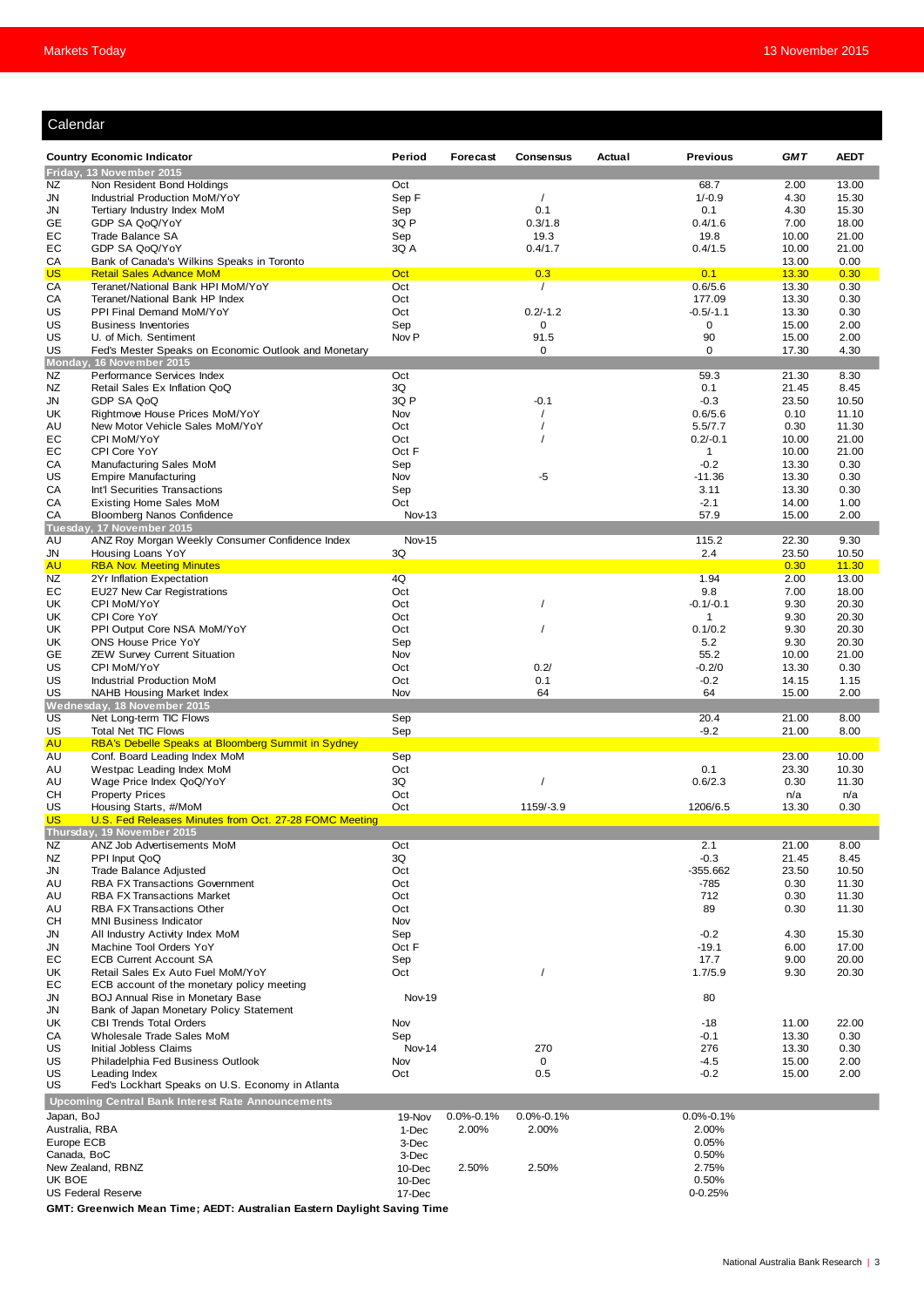## Calendar

| Country | Economic Indicator | Period | Forecast | Consensus | Actual | Previous | GMT | AEDT |
|---|---|---|---|---|---|---|---|---|
| **Friday, 13 November 2015** | | | | | | | | |
| NZ | Non Resident Bond Holdings | Oct | | | | 68.7 | 2.00 | 13.00 |
| JN | Industrial Production MoM/YoY | Sep F | | / | | 1/-0.9 | 4.30 | 15.30 |
| JN | Tertiary Industry Index MoM | Sep | | 0.1 | | 0.1 | 4.30 | 15.30 |
| GE | GDP SA QoQ/YoY | 3Q P | | 0.3/1.8 | | 0.4/1.6 | 7.00 | 18.00 |
| EC | Trade Balance SA | Sep | | 19.3 | | 19.8 | 10.00 | 21.00 |
| EC | GDP SA QoQ/YoY | 3Q A | | 0.4/1.7 | | 0.4/1.5 | 10.00 | 21.00 |
| CA | Bank of Canada's Wilkins Speaks in Toronto | | | | | | 13.00 | 0.00 |
| US | Retail Sales Advance MoM | Oct | | 0.3 | | 0.1 | 13.30 | 0.30 |
| CA | Teranet/National Bank HPI MoM/YoY | Oct | | / | | 0.6/5.6 | 13.30 | 0.30 |
| CA | Teranet/National Bank HP Index | Oct | | | | 177.09 | 13.30 | 0.30 |
| US | PPI Final Demand MoM/YoY | Oct | | 0.2/-1.2 | | -0.5/-1.1 | 13.30 | 0.30 |
| US | Business Inventories | Sep | | 0 | | 0 | 15.00 | 2.00 |
| US | U. of Mich. Sentiment | Nov P | | 91.5 | | 90 | 15.00 | 2.00 |
| US | Fed's Mester Speaks on Economic Outlook and Monetary | | | 0 | | 0 | 17.30 | 4.30 |
| **Monday, 16 November 2015** | | | | | | | | |
| NZ | Performance Services Index | Oct | | | | 59.3 | 21.30 | 8.30 |
| NZ | Retail Sales Ex Inflation QoQ | 3Q | | | | 0.1 | 21.45 | 8.45 |
| JN | GDP SA QoQ | 3Q P | | -0.1 | | -0.3 | 23.50 | 10.50 |
| UK | Rightmove House Prices MoM/YoY | Nov | | / | | 0.6/5.6 | 0.10 | 11.10 |
| AU | New Motor Vehicle Sales MoM/YoY | Oct | | / | | 5.5/7.7 | 0.30 | 11.30 |
| EC | CPI MoM/YoY | Oct | | / | | 0.2/-0.1 | 10.00 | 21.00 |
| EC | CPI Core YoY | Oct F | | | | 1 | 10.00 | 21.00 |
| CA | Manufacturing Sales MoM | Sep | | | | -0.2 | 13.30 | 0.30 |
| US | Empire Manufacturing | Nov | | -5 | | -11.36 | 13.30 | 0.30 |
| CA | Int'l Securities Transactions | Sep | | | | 3.11 | 13.30 | 0.30 |
| CA | Existing Home Sales MoM | Oct | | | | -2.1 | 14.00 | 1.00 |
| CA | Bloomberg Nanos Confidence | Nov-13 | | | | 57.9 | 15.00 | 2.00 |
| **Tuesday, 17 November 2015** | | | | | | | | |
| AU | ANZ Roy Morgan Weekly Consumer Confidence Index | Nov-15 | | | | 115.2 | 22.30 | 9.30 |
| JN | Housing Loans YoY | 3Q | | | | 2.4 | 23.50 | 10.50 |
| AU | RBA Nov. Meeting Minutes | | | | | | 0.30 | 11.30 |
| NZ | 2Yr Inflation Expectation | 4Q | | | | 1.94 | 2.00 | 13.00 |
| EC | EU27 New Car Registrations | Oct | | | | 9.8 | 7.00 | 18.00 |
| UK | CPI MoM/YoY | Oct | | / | | -0.1/-0.1 | 9.30 | 20.30 |
| UK | CPI Core YoY | Oct | | | | 1 | 9.30 | 20.30 |
| UK | PPI Output Core NSA MoM/YoY | Oct | | / | | 0.1/0.2 | 9.30 | 20.30 |
| UK | ONS House Price YoY | Sep | | | | 5.2 | 9.30 | 20.30 |
| GE | ZEW Survey Current Situation | Nov | | | | 55.2 | 10.00 | 21.00 |
| US | CPI MoM/YoY | Oct | | 0.2/ | | -0.2/0 | 13.30 | 0.30 |
| US | Industrial Production MoM | Oct | | 0.1 | | -0.2 | 14.15 | 1.15 |
| US | NAHB Housing Market Index | Nov | | 64 | | 64 | 15.00 | 2.00 |
| **Wednesday, 18 November 2015** | | | | | | | | |
| US | Net Long-term TIC Flows | Sep | | | | 20.4 | 21.00 | 8.00 |
| US | Total Net TIC Flows | Sep | | | | -9.2 | 21.00 | 8.00 |
| AU | RBA's Debelle Speaks at Bloomberg Summit in Sydney | | | | | | | |
| AU | Conf. Board Leading Index MoM | Sep | | | | | 23.00 | 10.00 |
| AU | Westpac Leading Index MoM | Oct | | | | 0.1 | 23.30 | 10.30 |
| AU | Wage Price Index QoQ/YoY | 3Q | | / | | 0.6/2.3 | 0.30 | 11.30 |
| CH | Property Prices | Oct | | | | | n/a | n/a |
| US | Housing Starts, #/MoM | Oct | | 1159/-3.9 | | 1206/6.5 | 13.30 | 0.30 |
| US | U.S. Fed Releases Minutes from Oct. 27-28 FOMC Meeting | | | | | | | |
| **Thursday, 19 November 2015** | | | | | | | | |
| NZ | ANZ Job Advertisements MoM | Oct | | | | 2.1 | 21.00 | 8.00 |
| NZ | PPI Input QoQ | 3Q | | | | -0.3 | 21.45 | 8.45 |
| JN | Trade Balance Adjusted | Oct | | | | -355.662 | 23.50 | 10.50 |
| AU | RBA FX Transactions Government | Oct | | | | -785 | 0.30 | 11.30 |
| AU | RBA FX Transactions Market | Oct | | | | 712 | 0.30 | 11.30 |
| AU | RBA FX Transactions Other | Oct | | | | 89 | 0.30 | 11.30 |
| CH | MNI Business Indicator | Nov | | | | | | |
| JN | All Industry Activity Index MoM | Sep | | | | -0.2 | 4.30 | 15.30 |
| JN | Machine Tool Orders YoY | Oct F | | | | -19.1 | 6.00 | 17.00 |
| EC | ECB Current Account SA | Sep | | | | 17.7 | 9.00 | 20.00 |
| UK | Retail Sales Ex Auto Fuel MoM/YoY | Oct | | / | | 1.7/5.9 | 9.30 | 20.30 |
| EC | ECB account of the monetary policy meeting | | | | | | | |
| JN | BOJ Annual Rise in Monetary Base | Nov-19 | | | | 80 | | |
| JN | Bank of Japan Monetary Policy Statement | | | | | | | |
| UK | CBI Trends Total Orders | Nov | | | | -18 | 11.00 | 22.00 |
| CA | Wholesale Trade Sales MoM | Sep | | | | -0.1 | 13.30 | 0.30 |
| US | Initial Jobless Claims | Nov-14 | | 270 | | 276 | 13.30 | 0.30 |
| US | Philadelphia Fed Business Outlook | Nov | | 0 | | -4.5 | 15.00 | 2.00 |
| US | Leading Index | Oct | | 0.5 | | -0.2 | 15.00 | 2.00 |
| US | Fed's Lockhart Speaks on U.S. Economy in Atlanta | | | | | | | |

**Upcoming Central Bank Interest Rate Announcements**

| Central Bank | Date | Forecast | Consensus | Previous |
|---|---|---|---|---|
| Japan, BoJ | 19-Nov | 0.0%-0.1% | 0.0%-0.1% | 0.0%-0.1% |
| Australia, RBA | 1-Dec | 2.00% | 2.00% | 2.00% |
| Europe ECB | 3-Dec | | | 0.05% |
| Canada, BoC | 3-Dec | | | 0.50% |
| New Zealand, RBNZ | 10-Dec | 2.50% | 2.50% | 2.75% |
| UK BOE | 10-Dec | | | 0.50% |
| US Federal Reserve | 17-Dec | | | 0-0.25% |

**GMT: Greenwich Mean Time; AEDT: Australian Eastern Daylight Saving Time**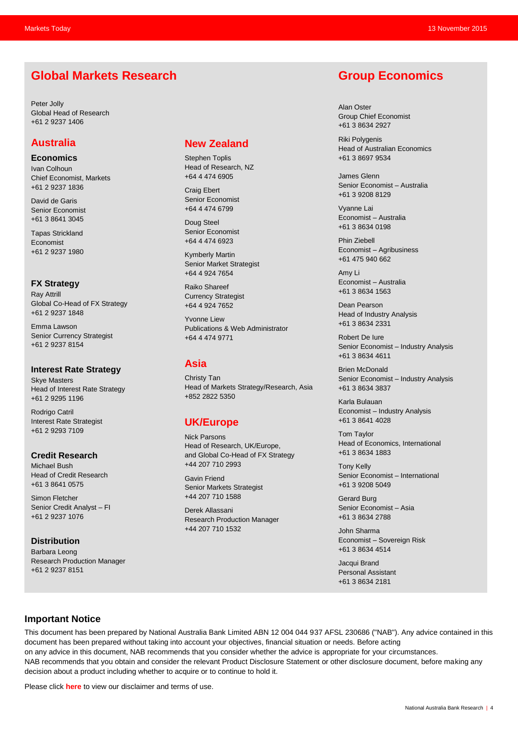# Global Markets Research

Peter Jolly
Global Head of Research
+61 2 9237 1406

## Australia

### Economics

Ivan Colhoun
Chief Economist, Markets
+61 2 9237 1836

David de Garis
Senior Economist
+61 3 8641 3045

Tapas Strickland
Economist
+61 2 9237 1980

### FX Strategy

Ray Attrill
Global Co-Head of FX Strategy
+61 2 9237 1848

Emma Lawson
Senior Currency Strategist
+61 2 9237 8154

### Interest Rate Strategy

Skye Masters
Head of Interest Rate Strategy
+61 2 9295 1196

Rodrigo Catril
Interest Rate Strategist
+61 2 9293 7109

### Credit Research

Michael Bush
Head of Credit Research
+61 3 8641 0575

Simon Fletcher
Senior Credit Analyst – FI
+61 2 9237 1076

### Distribution

Barbara Leong
Research Production Manager
+61 2 9237 8151

## New Zealand

Stephen Toplis
Head of Research, NZ
+64 4 474 6905

Craig Ebert
Senior Economist
+64 4 474 6799

Doug Steel
Senior Economist
+64 4 474 6923

Kymberly Martin
Senior Market Strategist
+64 4 924 7654

Raiko Shareef
Currency Strategist
+64 4 924 7652

Yvonne Liew
Publications & Web Administrator
+64 4 474 9771

## Asia

Christy Tan
Head of Markets Strategy/Research, Asia
+852 2822 5350

## UK/Europe

Nick Parsons
Head of Research, UK/Europe,
and Global Co-Head of FX Strategy
+44 207 710 2993

Gavin Friend
Senior Markets Strategist
+44 207 710 1588

Derek Allassani
Research Production Manager
+44 207 710 1532

# Group Economics

Alan Oster
Group Chief Economist
+61 3 8634 2927

Riki Polygenis
Head of Australian Economics
+61 3 8697 9534

James Glenn
Senior Economist – Australia
+61 3 9208 8129

Vyanne Lai
Economist – Australia
+61 3 8634 0198

Phin Ziebell
Economist – Agribusiness
+61 475 940 662

Amy Li
Economist – Australia
+61 3 8634 1563

Dean Pearson
Head of Industry Analysis
+61 3 8634 2331

Robert De Iure
Senior Economist – Industry Analysis
+61 3 8634 4611

Brien McDonald
Senior Economist – Industry Analysis
+61 3 8634 3837

Karla Bulauan
Economist – Industry Analysis
+61 3 8641 4028

Tom Taylor
Head of Economics, International
+61 3 8634 1883

Tony Kelly
Senior Economist – International
+61 3 9208 5049

Gerard Burg
Senior Economist – Asia
+61 3 8634 2788

John Sharma
Economist – Sovereign Risk
+61 3 8634 4514

Jacqui Brand
Personal Assistant
+61 3 8634 2181

### Important Notice

This document has been prepared by National Australia Bank Limited ABN 12 004 044 937 AFSL 230686 ("NAB"). Any advice contained in this document has been prepared without taking into account your objectives, financial situation or needs. Before acting on any advice in this document, NAB recommends that you consider whether the advice is appropriate for your circumstances. NAB recommends that you obtain and consider the relevant Product Disclosure Statement or other disclosure document, before making any decision about a product including whether to acquire or to continue to hold it.

Please click **here** to view our disclaimer and terms of use.